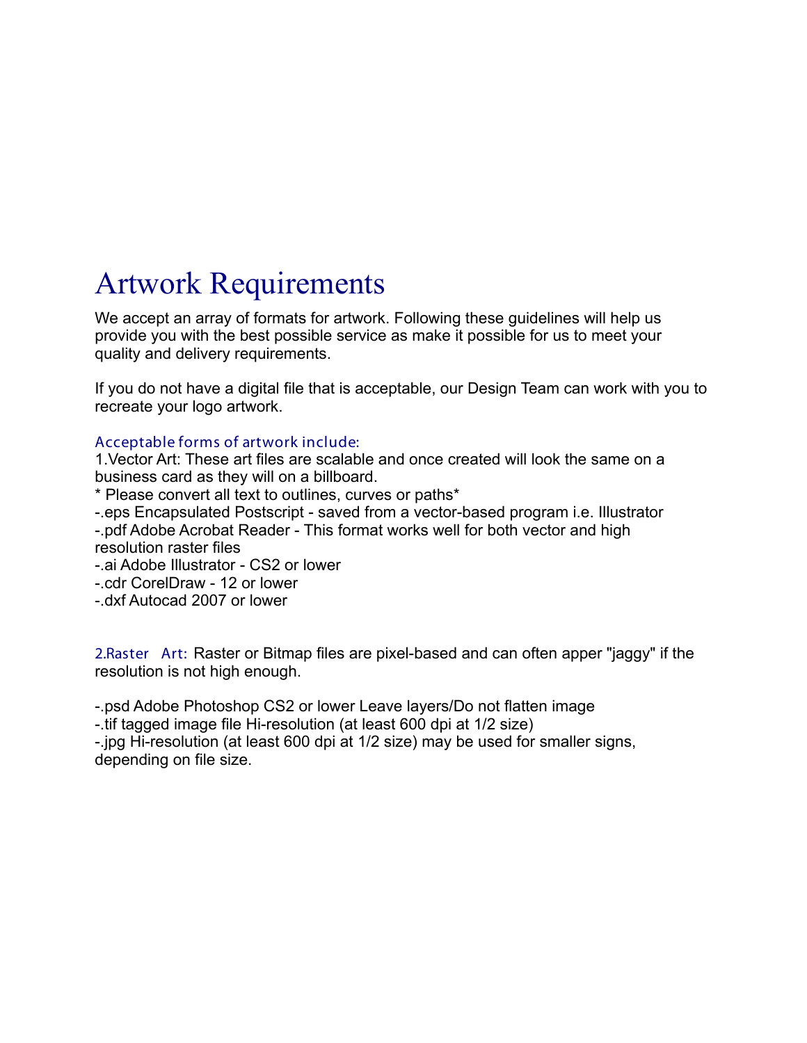# Artwork Requirements

We accept an array of formats for artwork. Following these guidelines will help us provide you with the best possible service as make it possible for us to meet your quality and delivery requirements.

If you do not have a digital file that is acceptable, our Design Team can work with you to recreate your logo artwork.

### Acceptable forms of artwork include:

1.Vector Art: These art files are scalable and once created will look the same on a business card as they will on a billboard.
* Please convert all text to outlines, curves or paths*
-.eps Encapsulated Postscript - saved from a vector-based program i.e. Illustrator
-.pdf Adobe Acrobat Reader - This format works well for both vector and high resolution raster files
-.ai Adobe Illustrator - CS2 or lower
-.cdr CorelDraw - 12 or lower
-.dxf Autocad 2007 or lower

2.Raster Art: Raster or Bitmap files are pixel-based and can often apper "jaggy" if the resolution is not high enough.

-.psd Adobe Photoshop CS2 or lower Leave layers/Do not flatten image
-.tif tagged image file Hi-resolution (at least 600 dpi at 1/2 size)
-.jpg Hi-resolution (at least 600 dpi at 1/2 size) may be used for smaller signs, depending on file size.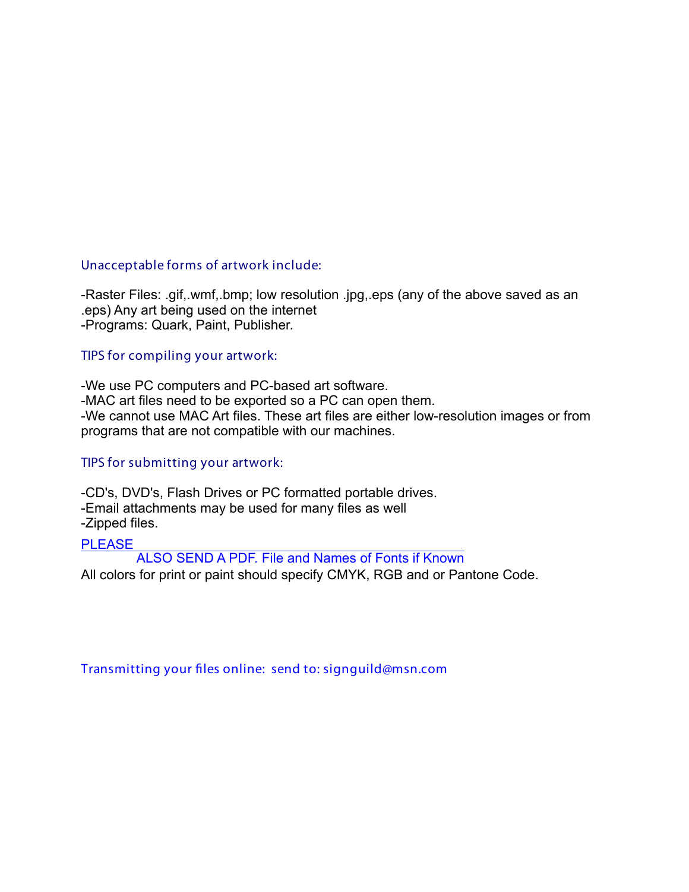## Unacceptable forms of artwork include:

-Raster Files: .gif,.wmf,.bmp; low resolution .jpg,.eps (any of the above saved as an .eps) Any art being used on the internet
-Programs: Quark, Paint, Publisher.

## TIPS for compiling your artwork:

-We use PC computers and PC-based art software.
-MAC art files need to be exported so a PC can open them.
-We cannot use MAC Art files. These art files are either low-resolution images or from programs that are not compatible with our machines.

## TIPS for submitting your artwork:

-CD's, DVD's, Flash Drives or PC formatted portable drives.
-Email attachments may be used for many files as well
-Zipped files.

PLEASE ALSO SEND A PDF. File and Names of Fonts if Known

All colors for print or paint should specify CMYK, RGB and or Pantone Code.

Transmitting your files online: send to: signguild@msn.com